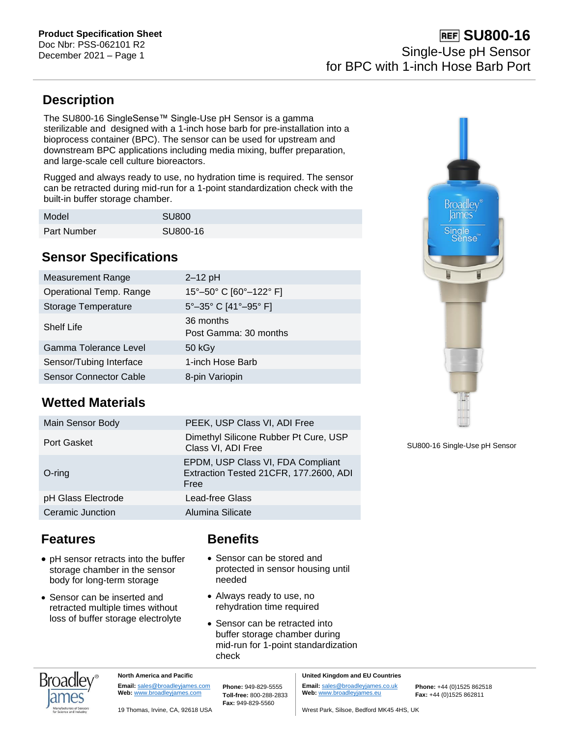**Product Specification Sheet**
Doc Nbr: PSS-062101 R2
December 2021 – Page 1

# REF SU800-16

## Single-Use pH Sensor for BPC with 1-inch Hose Barb Port

## Description

The SU800-16 SingleSense™ Single-Use pH Sensor is a gamma sterilizable and designed with a 1-inch hose barb for pre-installation into a bioprocess container (BPC). The sensor can be used for upstream and downstream BPC applications including media mixing, buffer preparation, and large-scale cell culture bioreactors.

Rugged and always ready to use, no hydration time is required. The sensor can be retracted during mid-run for a 1-point standardization check with the built-in buffer storage chamber.

| Model | SU800 |
|---|---|
| Part Number | SU800-16 |

SU800-16 Single-Use pH Sensor

## Sensor Specifications

| Measurement Range | 2–12 pH |
|---|---|
| Operational Temp. Range | 15°–50° C [60°–122° F] |
| Storage Temperature | 5°–35° C [41°–95° F] |
| Shelf Life | 36 months<br>Post Gamma: 30 months |
| Gamma Tolerance Level | 50 kGy |
| Sensor/Tubing Interface | 1-inch Hose Barb |
| Sensor Connector Cable | 8-pin Variopin |

## Wetted Materials

| Main Sensor Body | PEEK, USP Class VI, ADI Free |
|---|---|
| Port Gasket | Dimethyl Silicone Rubber Pt Cure, USP Class VI, ADI Free |
| O-ring | EPDM, USP Class VI, FDA Compliant Extraction Tested 21CFR, 177.2600, ADI Free |
| pH Glass Electrode | Lead-free Glass |
| Ceramic Junction | Alumina Silicate |

## Features

- pH sensor retracts into the buffer storage chamber in the sensor body for long-term storage
- Sensor can be inserted and retracted multiple times without loss of buffer storage electrolyte

## Benefits

- Sensor can be stored and protected in sensor housing until needed
- Always ready to use, no rehydration time required
- Sensor can be retracted into buffer storage chamber during mid-run for 1-point standardization check

**North America and Pacific**
**Email:** sales@broadleyjames.com
**Web:** www.broadleyjames.com
**Phone:** 949-829-5555
**Toll-free:** 800-288-2833
**Fax:** 949-829-5560
19 Thomas, Irvine, CA, 92618 USA

**United Kingdom and EU Countries**
**Email:** sales@broadleyjames.co.uk
**Web:** www.broadleyjames.eu
**Phone:** +44 (0)1525 862518
**Fax:** +44 (0)1525 862811
Wrest Park, Silsoe, Bedford MK45 4HS, UK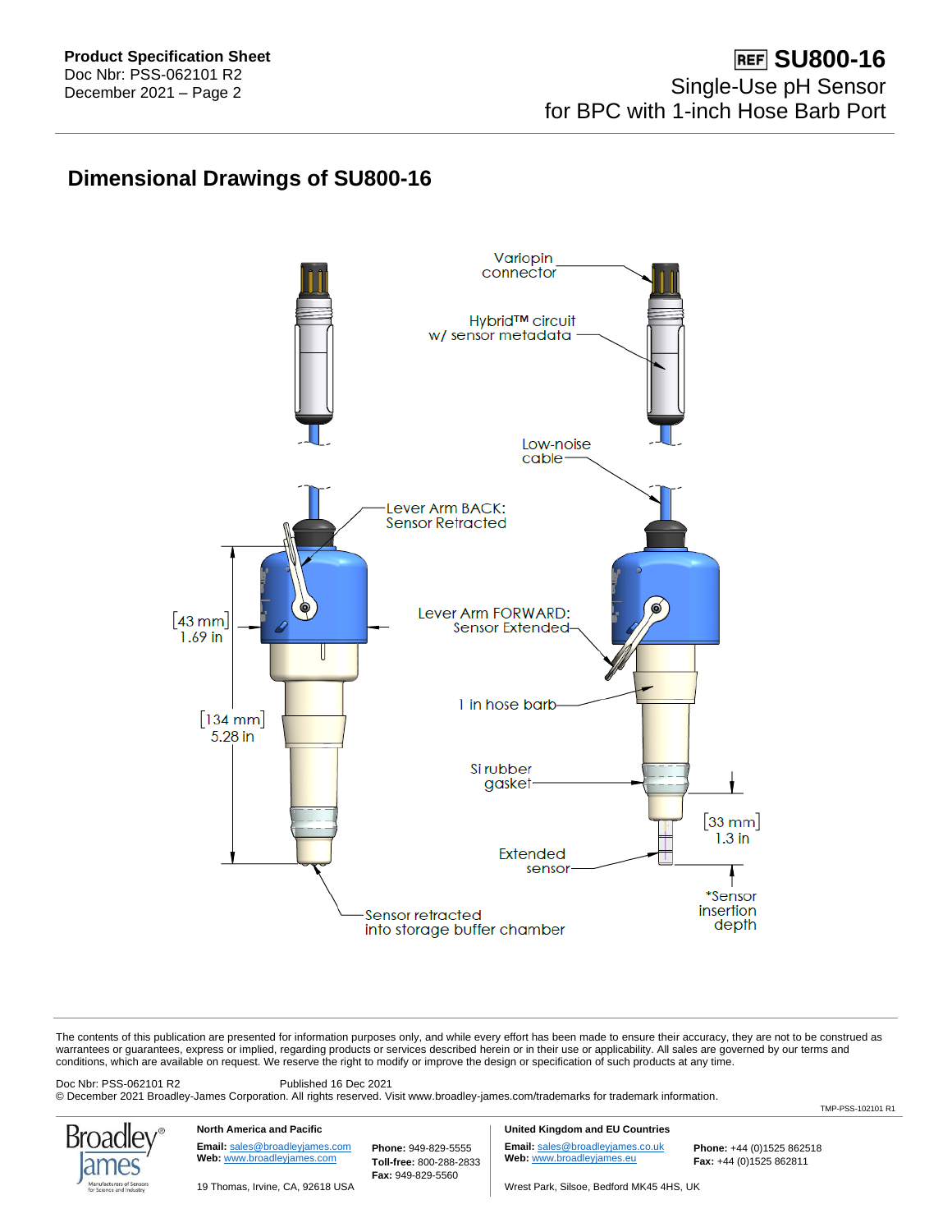**Product Specification Sheet**
Doc Nbr: PSS-062101 R2
December 2021 – Page 2

# REF SU800-16

Single-Use pH Sensor
for BPC with 1-inch Hose Barb Port

## Dimensional Drawings of SU800-16

Variopin connector

Hybrid™ circuit w/ sensor metadata

Low-noise cable

Lever Arm BACK: Sensor Retracted

[43 mm] 1.69 in

Lever Arm FORWARD: Sensor Extended

1 in hose barb

[134 mm] 5.28 in

Si rubber gasket

[33 mm] 1.3 in

Extended sensor

*Sensor insertion depth

Sensor retracted into storage buffer chamber

The contents of this publication are presented for information purposes only, and while every effort has been made to ensure their accuracy, they are not to be construed as warrantees or guarantees, express or implied, regarding products or services described herein or in their use or applicability. All sales are governed by our terms and conditions, which are available on request. We reserve the right to modify or improve the design or specification of such products at any time.

Doc Nbr: PSS-062101 R2 Published 16 Dec 2021
© December 2021 Broadley-James Corporation. All rights reserved. Visit www.broadley-james.com/trademarks for trademark information.

TMP-PSS-102101 R1

Broadley James — Manufacturers of Sensors for Science and Industry

**North America and Pacific**
**Email:** sales@broadleyjames.com
**Web:** www.broadleyjames.com
**Phone:** 949-829-5555
**Toll-free:** 800-288-2833
**Fax:** 949-829-5560
19 Thomas, Irvine, CA, 92618 USA

**United Kingdom and EU Countries**
**Email:** sales@broadleyjames.co.uk
**Web:** www.broadleyjames.eu
**Phone:** +44 (0)1525 862518
**Fax:** +44 (0)1525 862811
Wrest Park, Silsoe, Bedford MK45 4HS, UK